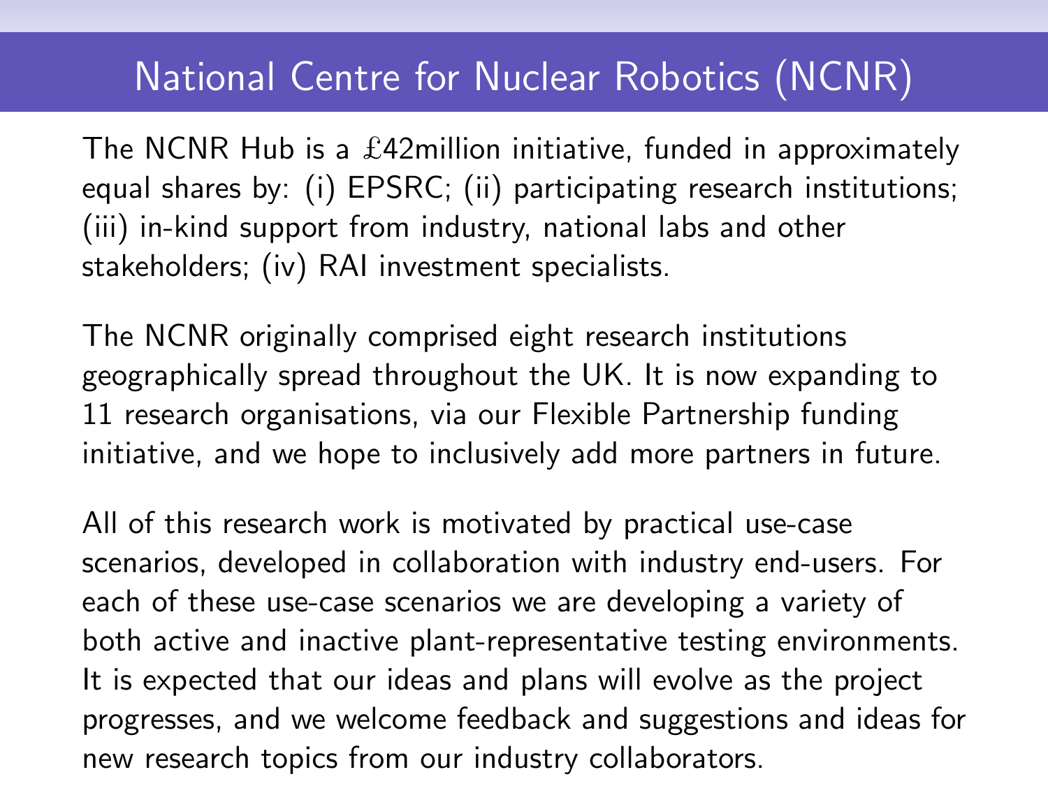# National Centre for Nuclear Robotics (NCNR)

The NCNR Hub is a £42million initiative, funded in approximately equal shares by: (i) EPSRC; (ii) participating research institutions; (iii) in-kind support from industry, national labs and other stakeholders; (iv) RAI investment specialists.

The NCNR originally comprised eight research institutions geographically spread throughout the UK. It is now expanding to 11 research organisations, via our Flexible Partnership funding initiative, and we hope to inclusively add more partners in future.

All of this research work is motivated by practical use-case scenarios, developed in collaboration with industry end-users. For each of these use-case scenarios we are developing a variety of both active and inactive plant-representative testing environments. It is expected that our ideas and plans will evolve as the project progresses, and we welcome feedback and suggestions and ideas for new research topics from our industry collaborators.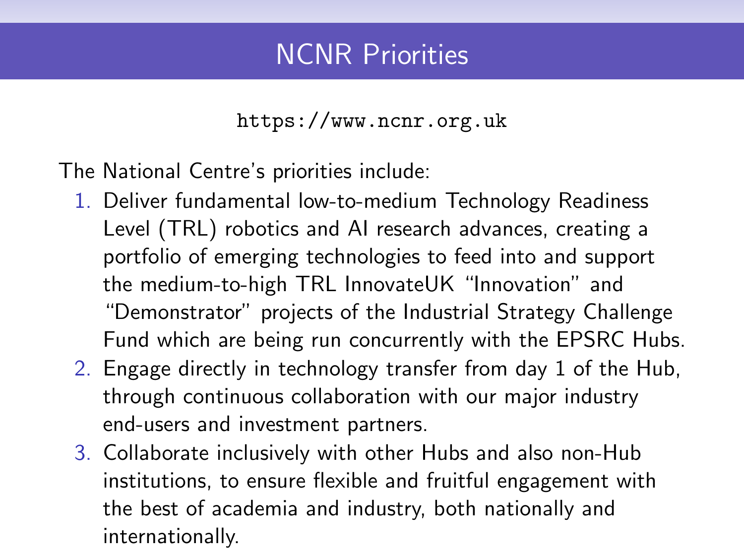# NCNR Priorities

https://www.ncnr.org.uk

The National Centre's priorities include:

1. Deliver fundamental low-to-medium Technology Readiness Level (TRL) robotics and AI research advances, creating a portfolio of emerging technologies to feed into and support the medium-to-high TRL InnovateUK "Innovation" and "Demonstrator" projects of the Industrial Strategy Challenge Fund which are being run concurrently with the EPSRC Hubs.
2. Engage directly in technology transfer from day 1 of the Hub, through continuous collaboration with our major industry end-users and investment partners.
3. Collaborate inclusively with other Hubs and also non-Hub institutions, to ensure flexible and fruitful engagement with the best of academia and industry, both nationally and internationally.